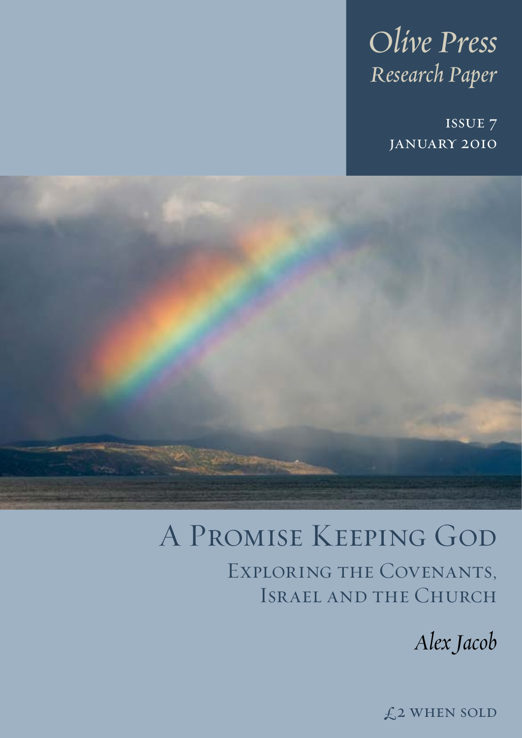*Olive Press Research Paper*

Issue 7
January 2010

# A Promise Keeping God

## Exploring the Covenants, Israel and the Church

*Alex Jacob*

£2 when sold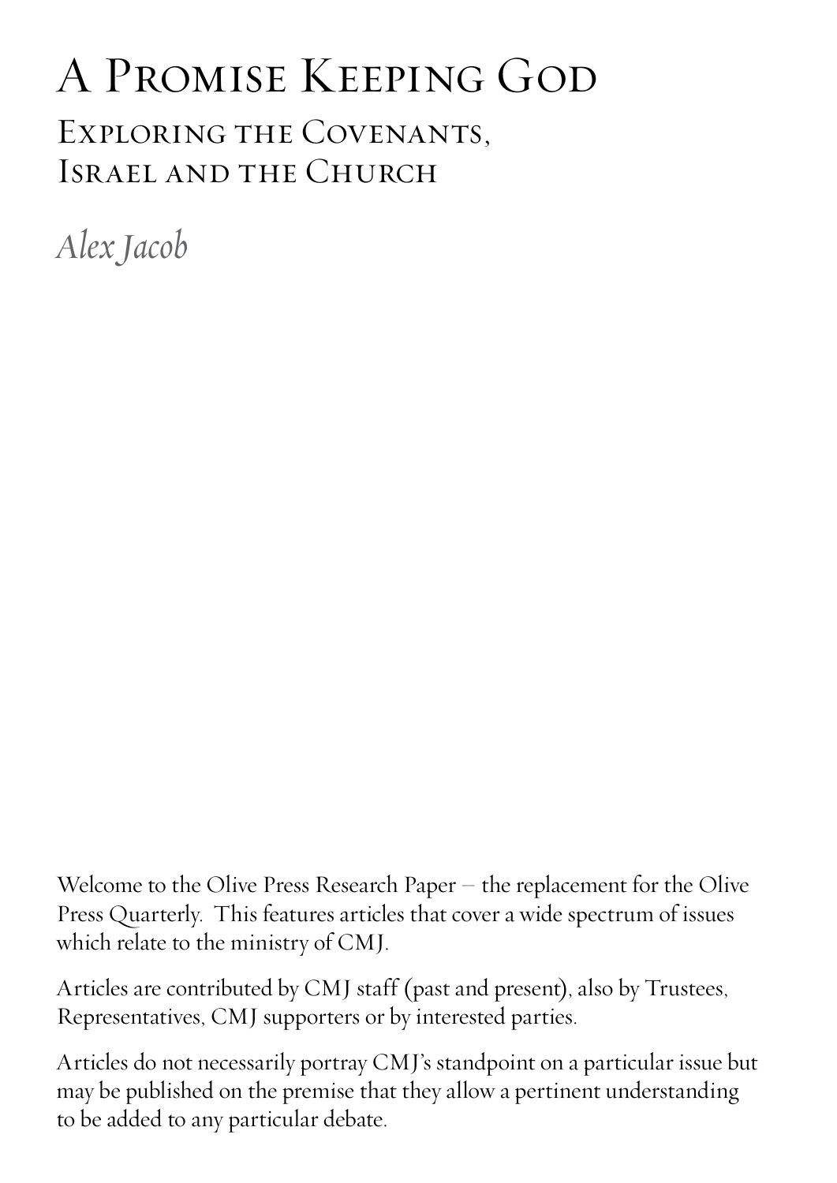# A Promise Keeping God

## Exploring the Covenants, Israel and the Church

*Alex Jacob*

Welcome to the Olive Press Research Paper – the replacement for the Olive Press Quarterly. This features articles that cover a wide spectrum of issues which relate to the ministry of CMJ.

Articles are contributed by CMJ staff (past and present), also by Trustees, Representatives, CMJ supporters or by interested parties.

Articles do not necessarily portray CMJ's standpoint on a particular issue but may be published on the premise that they allow a pertinent understanding to be added to any particular debate.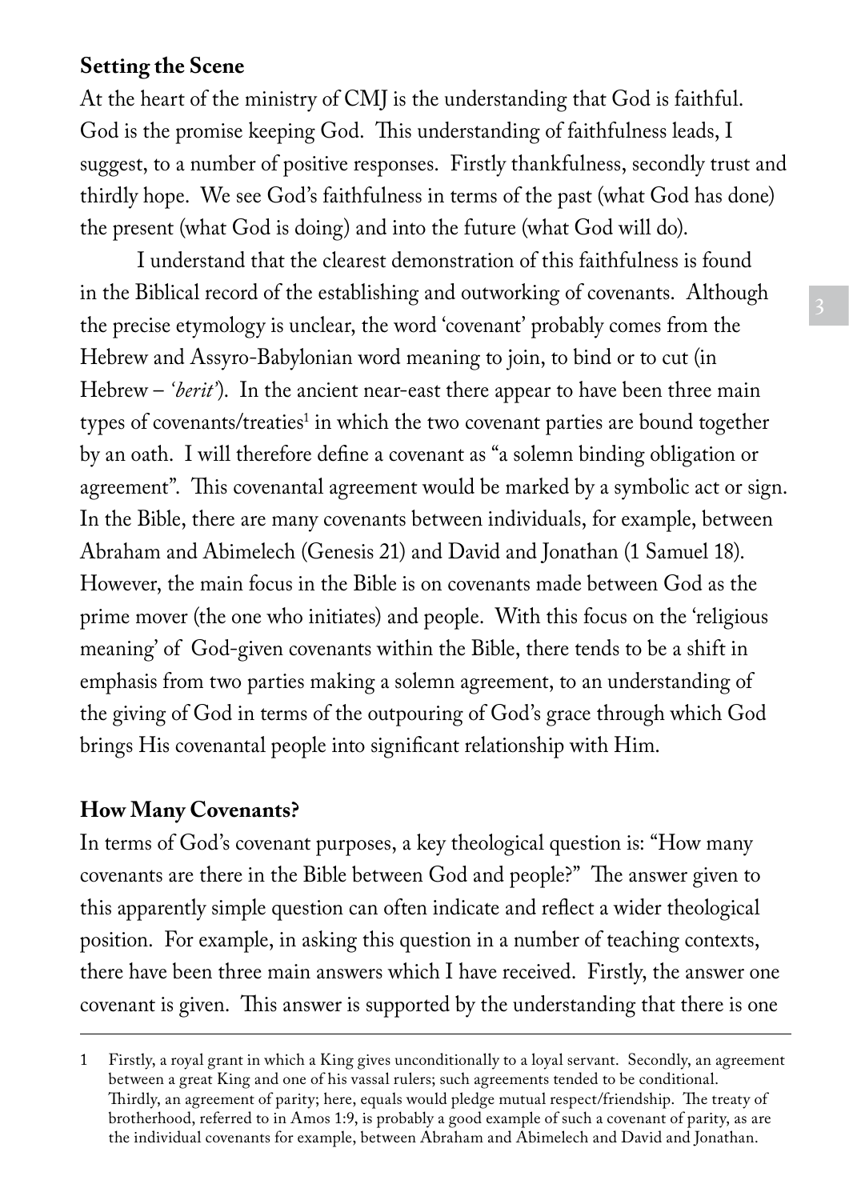**Setting the Scene**

At the heart of the ministry of CMJ is the understanding that God is faithful. God is the promise keeping God. This understanding of faithfulness leads, I suggest, to a number of positive responses. Firstly thankfulness, secondly trust and thirdly hope. We see God's faithfulness in terms of the past (what God has done) the present (what God is doing) and into the future (what God will do).

I understand that the clearest demonstration of this faithfulness is found in the Biblical record of the establishing and outworking of covenants. Although the precise etymology is unclear, the word 'covenant' probably comes from the Hebrew and Assyro-Babylonian word meaning to join, to bind or to cut (in Hebrew – '*berit*'). In the ancient near-east there appear to have been three main types of covenants/treaties[1] in which the two covenant parties are bound together by an oath. I will therefore define a covenant as "a solemn binding obligation or agreement". This covenantal agreement would be marked by a symbolic act or sign. In the Bible, there are many covenants between individuals, for example, between Abraham and Abimelech (Genesis 21) and David and Jonathan (1 Samuel 18). However, the main focus in the Bible is on covenants made between God as the prime mover (the one who initiates) and people. With this focus on the 'religious meaning' of God-given covenants within the Bible, there tends to be a shift in emphasis from two parties making a solemn agreement, to an understanding of the giving of God in terms of the outpouring of God's grace through which God brings His covenantal people into significant relationship with Him.

**How Many Covenants?**

In terms of God's covenant purposes, a key theological question is: "How many covenants are there in the Bible between God and people?" The answer given to this apparently simple question can often indicate and reflect a wider theological position. For example, in asking this question in a number of teaching contexts, there have been three main answers which I have received. Firstly, the answer one covenant is given. This answer is supported by the understanding that there is one

---

1 Firstly, a royal grant in which a King gives unconditionally to a loyal servant. Secondly, an agreement between a great King and one of his vassal rulers; such agreements tended to be conditional. Thirdly, an agreement of parity; here, equals would pledge mutual respect/friendship. The treaty of brotherhood, referred to in Amos 1:9, is probably a good example of such a covenant of parity, as are the individual covenants for example, between Abraham and Abimelech and David and Jonathan.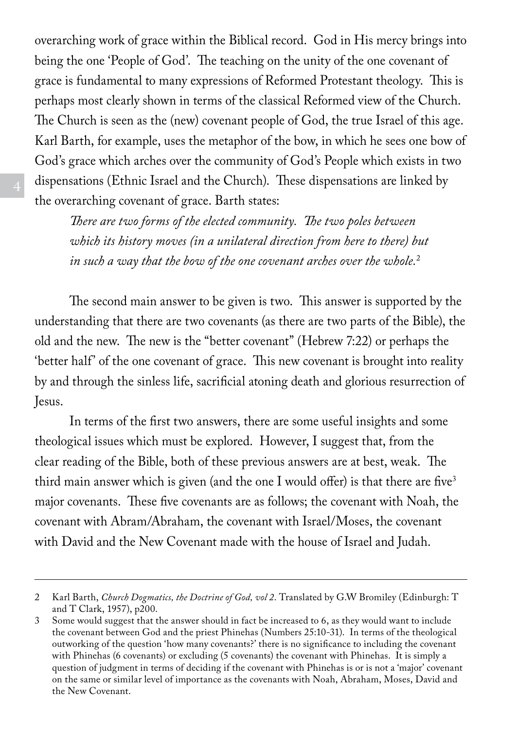overarching work of grace within the Biblical record. God in His mercy brings into being the one 'People of God'. The teaching on the unity of the one covenant of grace is fundamental to many expressions of Reformed Protestant theology. This is perhaps most clearly shown in terms of the classical Reformed view of the Church. The Church is seen as the (new) covenant people of God, the true Israel of this age. Karl Barth, for example, uses the metaphor of the bow, in which he sees one bow of God's grace which arches over the community of God's People which exists in two dispensations (Ethnic Israel and the Church). These dispensations are linked by the overarching covenant of grace. Barth states:

> *There are two forms of the elected community. The two poles between which its history moves (in a unilateral direction from here to there) but in such a way that the bow of the one covenant arches over the whole.*[2]

The second main answer to be given is two. This answer is supported by the understanding that there are two covenants (as there are two parts of the Bible), the old and the new. The new is the "better covenant" (Hebrew 7:22) or perhaps the 'better half' of the one covenant of grace. This new covenant is brought into reality by and through the sinless life, sacrificial atoning death and glorious resurrection of Jesus.

In terms of the first two answers, there are some useful insights and some theological issues which must be explored. However, I suggest that, from the clear reading of the Bible, both of these previous answers are at best, weak. The third main answer which is given (and the one I would offer) is that there are five[3] major covenants. These five covenants are as follows; the covenant with Noah, the covenant with Abram/Abraham, the covenant with Israel/Moses, the covenant with David and the New Covenant made with the house of Israel and Judah.

---

2 Karl Barth, *Church Dogmatics, the Doctrine of God, vol 2*. Translated by G.W Bromiley (Edinburgh: T and T Clark, 1957), p200.

3 Some would suggest that the answer should in fact be increased to 6, as they would want to include the covenant between God and the priest Phinehas (Numbers 25:10-31). In terms of the theological outworking of the question 'how many covenants?' there is no significance to including the covenant with Phinehas (6 covenants) or excluding (5 covenants) the covenant with Phinehas. It is simply a question of judgment in terms of deciding if the covenant with Phinehas is or is not a 'major' covenant on the same or similar level of importance as the covenants with Noah, Abraham, Moses, David and the New Covenant.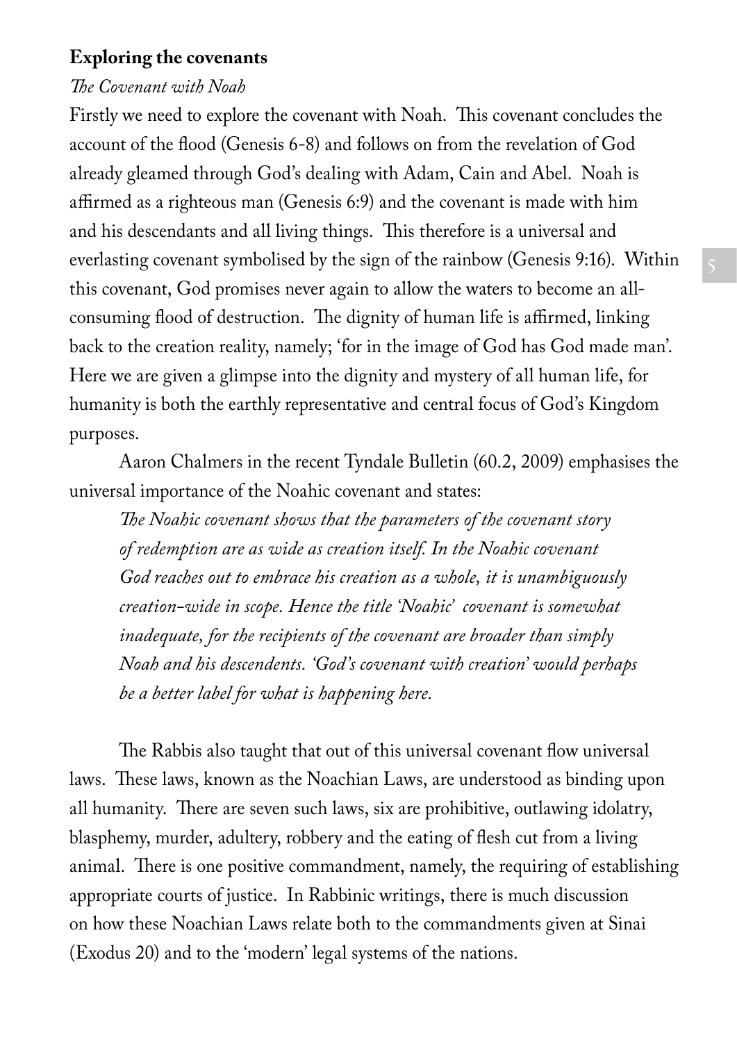**Exploring the covenants**

*The Covenant with Noah*

Firstly we need to explore the covenant with Noah. This covenant concludes the account of the flood (Genesis 6-8) and follows on from the revelation of God already gleamed through God's dealing with Adam, Cain and Abel. Noah is affirmed as a righteous man (Genesis 6:9) and the covenant is made with him and his descendants and all living things. This therefore is a universal and everlasting covenant symbolised by the sign of the rainbow (Genesis 9:16). Within this covenant, God promises never again to allow the waters to become an all-consuming flood of destruction. The dignity of human life is affirmed, linking back to the creation reality, namely; 'for in the image of God has God made man'. Here we are given a glimpse into the dignity and mystery of all human life, for humanity is both the earthly representative and central focus of God's Kingdom purposes.

Aaron Chalmers in the recent Tyndale Bulletin (60.2, 2009) emphasises the universal importance of the Noahic covenant and states:

> *The Noahic covenant shows that the parameters of the covenant story of redemption are as wide as creation itself. In the Noahic covenant God reaches out to embrace his creation as a whole, it is unambiguously creation-wide in scope. Hence the title 'Noahic' covenant is somewhat inadequate, for the recipients of the covenant are broader than simply Noah and his descendents. 'God's covenant with creation' would perhaps be a better label for what is happening here.*

The Rabbis also taught that out of this universal covenant flow universal laws. These laws, known as the Noachian Laws, are understood as binding upon all humanity. There are seven such laws, six are prohibitive, outlawing idolatry, blasphemy, murder, adultery, robbery and the eating of flesh cut from a living animal. There is one positive commandment, namely, the requiring of establishing appropriate courts of justice. In Rabbinic writings, there is much discussion on how these Noachian Laws relate both to the commandments given at Sinai (Exodus 20) and to the 'modern' legal systems of the nations.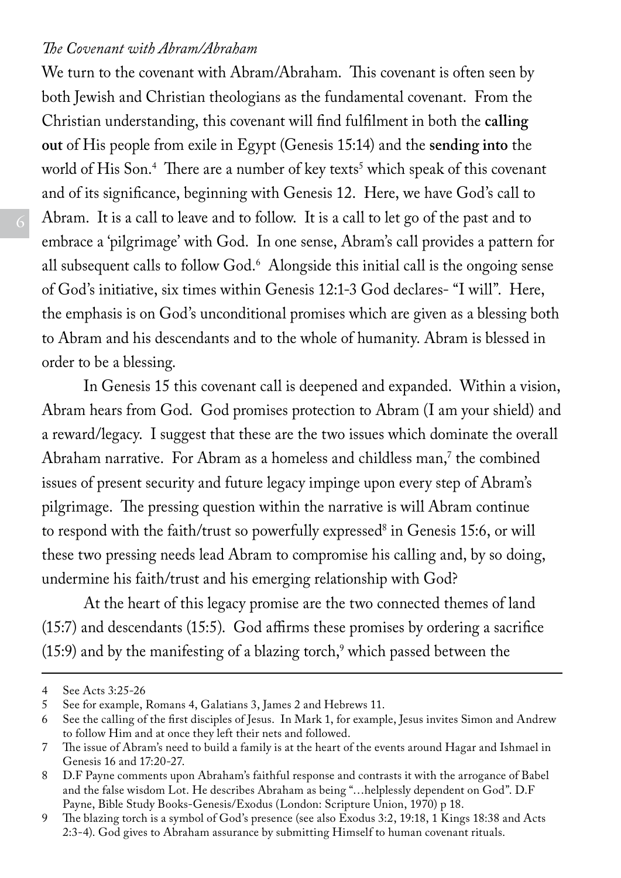*The Covenant with Abram/Abraham*

We turn to the covenant with Abram/Abraham. This covenant is often seen by both Jewish and Christian theologians as the fundamental covenant. From the Christian understanding, this covenant will find fulfilment in both the **calling out** of His people from exile in Egypt (Genesis 15:14) and the **sending into** the world of His Son.[4] There are a number of key texts[5] which speak of this covenant and of its significance, beginning with Genesis 12. Here, we have God's call to Abram. It is a call to leave and to follow. It is a call to let go of the past and to embrace a 'pilgrimage' with God. In one sense, Abram's call provides a pattern for all subsequent calls to follow God.[6] Alongside this initial call is the ongoing sense of God's initiative, six times within Genesis 12:1-3 God declares- "I will". Here, the emphasis is on God's unconditional promises which are given as a blessing both to Abram and his descendants and to the whole of humanity. Abram is blessed in order to be a blessing.

In Genesis 15 this covenant call is deepened and expanded. Within a vision, Abram hears from God. God promises protection to Abram (I am your shield) and a reward/legacy. I suggest that these are the two issues which dominate the overall Abraham narrative. For Abram as a homeless and childless man,[7] the combined issues of present security and future legacy impinge upon every step of Abram's pilgrimage. The pressing question within the narrative is will Abram continue to respond with the faith/trust so powerfully expressed[8] in Genesis 15:6, or will these two pressing needs lead Abram to compromise his calling and, by so doing, undermine his faith/trust and his emerging relationship with God?

At the heart of this legacy promise are the two connected themes of land (15:7) and descendants (15:5). God affirms these promises by ordering a sacrifice (15:9) and by the manifesting of a blazing torch,[9] which passed between the

---

4 See Acts 3:25-26

5 See for example, Romans 4, Galatians 3, James 2 and Hebrews 11.

6 See the calling of the first disciples of Jesus. In Mark 1, for example, Jesus invites Simon and Andrew to follow Him and at once they left their nets and followed.

7 The issue of Abram's need to build a family is at the heart of the events around Hagar and Ishmael in Genesis 16 and 17:20-27.

8 D.F Payne comments upon Abraham's faithful response and contrasts it with the arrogance of Babel and the false wisdom Lot. He describes Abraham as being "…helplessly dependent on God". D.F Payne, Bible Study Books-Genesis/Exodus (London: Scripture Union, 1970) p 18.

9 The blazing torch is a symbol of God's presence (see also Exodus 3:2, 19:18, 1 Kings 18:38 and Acts 2:3-4). God gives to Abraham assurance by submitting Himself to human covenant rituals.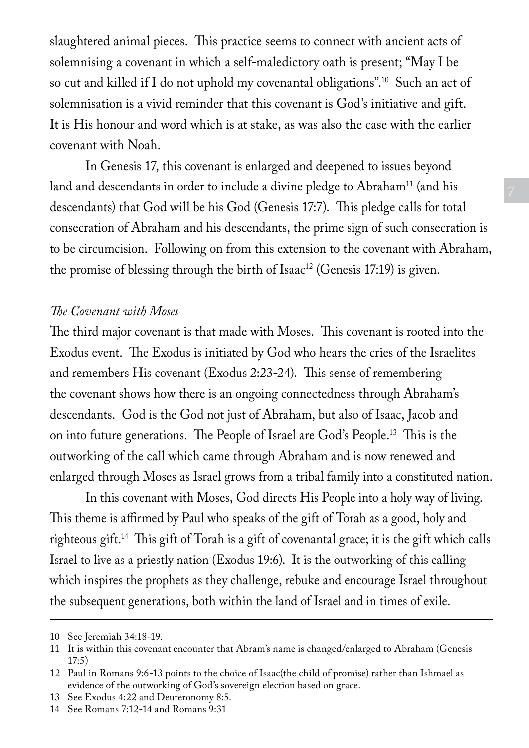slaughtered animal pieces. This practice seems to connect with ancient acts of solemnising a covenant in which a self-maledictory oath is present; "May I be so cut and killed if I do not uphold my covenantal obligations".[10] Such an act of solemnisation is a vivid reminder that this covenant is God's initiative and gift. It is His honour and word which is at stake, as was also the case with the earlier covenant with Noah.

In Genesis 17, this covenant is enlarged and deepened to issues beyond land and descendants in order to include a divine pledge to Abraham[11] (and his descendants) that God will be his God (Genesis 17:7). This pledge calls for total consecration of Abraham and his descendants, the prime sign of such consecration is to be circumcision. Following on from this extension to the covenant with Abraham, the promise of blessing through the birth of Isaac[12] (Genesis 17:19) is given.

*The Covenant with Moses*

The third major covenant is that made with Moses. This covenant is rooted into the Exodus event. The Exodus is initiated by God who hears the cries of the Israelites and remembers His covenant (Exodus 2:23-24). This sense of remembering the covenant shows how there is an ongoing connectedness through Abraham's descendants. God is the God not just of Abraham, but also of Isaac, Jacob and on into future generations. The People of Israel are God's People.[13] This is the outworking of the call which came through Abraham and is now renewed and enlarged through Moses as Israel grows from a tribal family into a constituted nation.

In this covenant with Moses, God directs His People into a holy way of living. This theme is affirmed by Paul who speaks of the gift of Torah as a good, holy and righteous gift.[14] This gift of Torah is a gift of covenantal grace; it is the gift which calls Israel to live as a priestly nation (Exodus 19:6). It is the outworking of this calling which inspires the prophets as they challenge, rebuke and encourage Israel throughout the subsequent generations, both within the land of Israel and in times of exile.

---

10 See Jeremiah 34:18-19.

11 It is within this covenant encounter that Abram's name is changed/enlarged to Abraham (Genesis 17:5)

12 Paul in Romans 9:6-13 points to the choice of Isaac(the child of promise) rather than Ishmael as evidence of the outworking of God's sovereign election based on grace.

13 See Exodus 4:22 and Deuteronomy 8:5.

14 See Romans 7:12-14 and Romans 9:31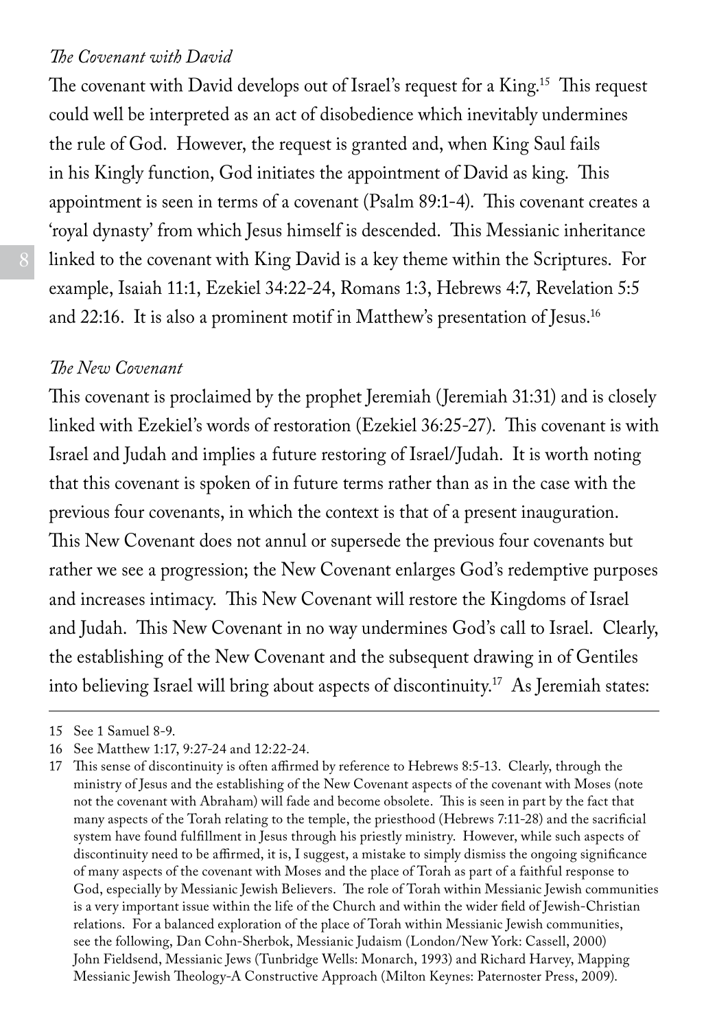*The Covenant with David*

The covenant with David develops out of Israel's request for a King.[15] This request could well be interpreted as an act of disobedience which inevitably undermines the rule of God. However, the request is granted and, when King Saul fails in his Kingly function, God initiates the appointment of David as king. This appointment is seen in terms of a covenant (Psalm 89:1-4). This covenant creates a 'royal dynasty' from which Jesus himself is descended. This Messianic inheritance linked to the covenant with King David is a key theme within the Scriptures. For example, Isaiah 11:1, Ezekiel 34:22-24, Romans 1:3, Hebrews 4:7, Revelation 5:5 and 22:16. It is also a prominent motif in Matthew's presentation of Jesus.[16]

*The New Covenant*

This covenant is proclaimed by the prophet Jeremiah (Jeremiah 31:31) and is closely linked with Ezekiel's words of restoration (Ezekiel 36:25-27). This covenant is with Israel and Judah and implies a future restoring of Israel/Judah. It is worth noting that this covenant is spoken of in future terms rather than as in the case with the previous four covenants, in which the context is that of a present inauguration. This New Covenant does not annul or supersede the previous four covenants but rather we see a progression; the New Covenant enlarges God's redemptive purposes and increases intimacy. This New Covenant will restore the Kingdoms of Israel and Judah. This New Covenant in no way undermines God's call to Israel. Clearly, the establishing of the New Covenant and the subsequent drawing in of Gentiles into believing Israel will bring about aspects of discontinuity.[17] As Jeremiah states:

---

15 See 1 Samuel 8-9.

16 See Matthew 1:17, 9:27-24 and 12:22-24.

17 This sense of discontinuity is often affirmed by reference to Hebrews 8:5-13. Clearly, through the ministry of Jesus and the establishing of the New Covenant aspects of the covenant with Moses (note not the covenant with Abraham) will fade and become obsolete. This is seen in part by the fact that many aspects of the Torah relating to the temple, the priesthood (Hebrews 7:11-28) and the sacrificial system have found fulfillment in Jesus through his priestly ministry. However, while such aspects of discontinuity need to be affirmed, it is, I suggest, a mistake to simply dismiss the ongoing significance of many aspects of the covenant with Moses and the place of Torah as part of a faithful response to God, especially by Messianic Jewish Believers. The role of Torah within Messianic Jewish communities is a very important issue within the life of the Church and within the wider field of Jewish-Christian relations. For a balanced exploration of the place of Torah within Messianic Jewish communities, see the following, Dan Cohn-Sherbok, Messianic Judaism (London/New York: Cassell, 2000) John Fieldsend, Messianic Jews (Tunbridge Wells: Monarch, 1993) and Richard Harvey, Mapping Messianic Jewish Theology-A Constructive Approach (Milton Keynes: Paternoster Press, 2009).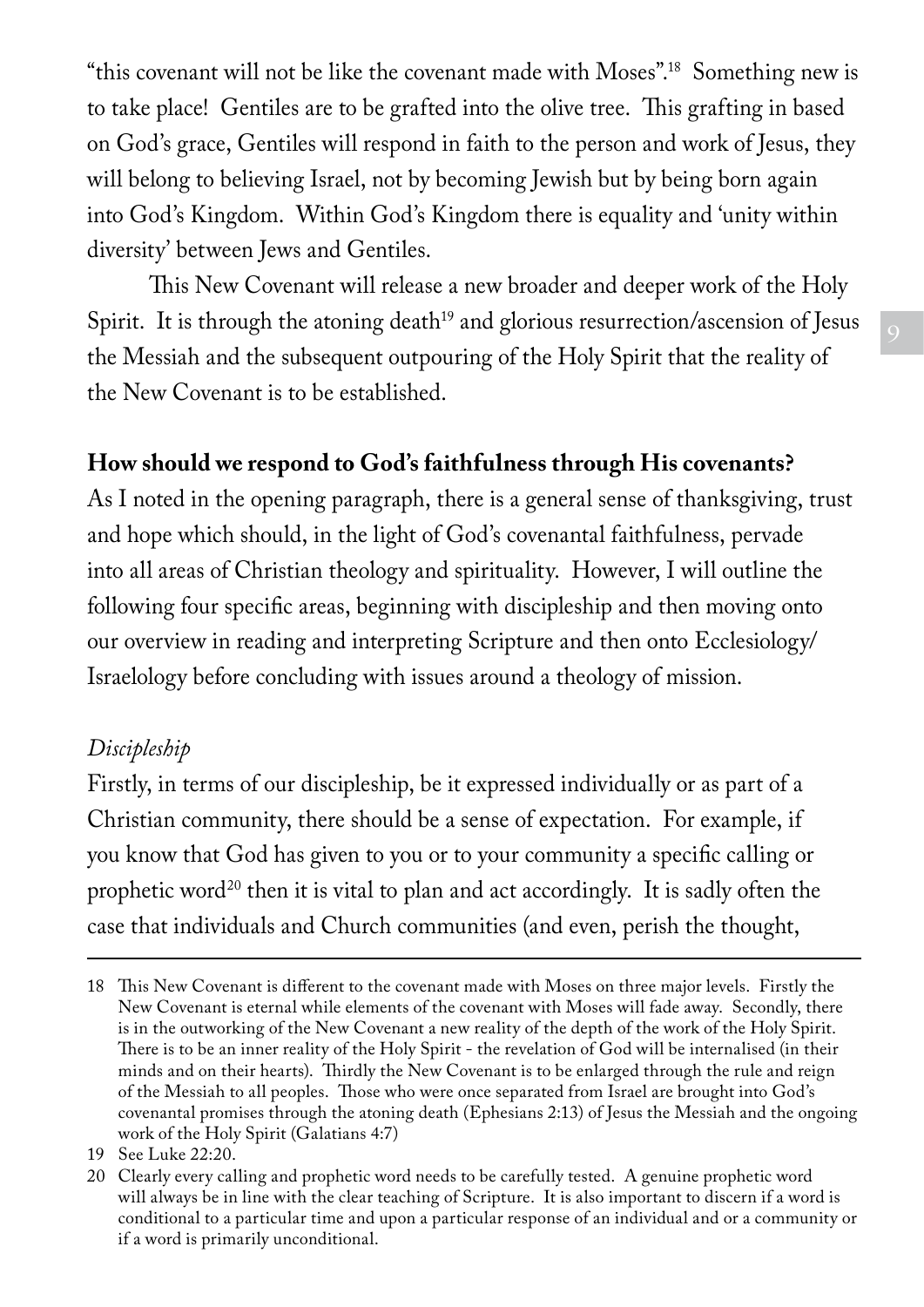"this covenant will not be like the covenant made with Moses".[18] Something new is to take place! Gentiles are to be grafted into the olive tree. This grafting in based on God's grace, Gentiles will respond in faith to the person and work of Jesus, they will belong to believing Israel, not by becoming Jewish but by being born again into God's Kingdom. Within God's Kingdom there is equality and 'unity within diversity' between Jews and Gentiles.

This New Covenant will release a new broader and deeper work of the Holy Spirit. It is through the atoning death[19] and glorious resurrection/ascension of Jesus the Messiah and the subsequent outpouring of the Holy Spirit that the reality of the New Covenant is to be established.

**How should we respond to God's faithfulness through His covenants?**

As I noted in the opening paragraph, there is a general sense of thanksgiving, trust and hope which should, in the light of God's covenantal faithfulness, pervade into all areas of Christian theology and spirituality. However, I will outline the following four specific areas, beginning with discipleship and then moving onto our overview in reading and interpreting Scripture and then onto Ecclesiology/Israelology before concluding with issues around a theology of mission.

*Discipleship*

Firstly, in terms of our discipleship, be it expressed individually or as part of a Christian community, there should be a sense of expectation. For example, if you know that God has given to you or to your community a specific calling or prophetic word[20] then it is vital to plan and act accordingly. It is sadly often the case that individuals and Church communities (and even, perish the thought,

---

18 This New Covenant is different to the covenant made with Moses on three major levels. Firstly the New Covenant is eternal while elements of the covenant with Moses will fade away. Secondly, there is in the outworking of the New Covenant a new reality of the depth of the work of the Holy Spirit. There is to be an inner reality of the Holy Spirit - the revelation of God will be internalised (in their minds and on their hearts). Thirdly the New Covenant is to be enlarged through the rule and reign of the Messiah to all peoples. Those who were once separated from Israel are brought into God's covenantal promises through the atoning death (Ephesians 2:13) of Jesus the Messiah and the ongoing work of the Holy Spirit (Galatians 4:7)

19 See Luke 22:20.

20 Clearly every calling and prophetic word needs to be carefully tested. A genuine prophetic word will always be in line with the clear teaching of Scripture. It is also important to discern if a word is conditional to a particular time and upon a particular response of an individual and or a community or if a word is primarily unconditional.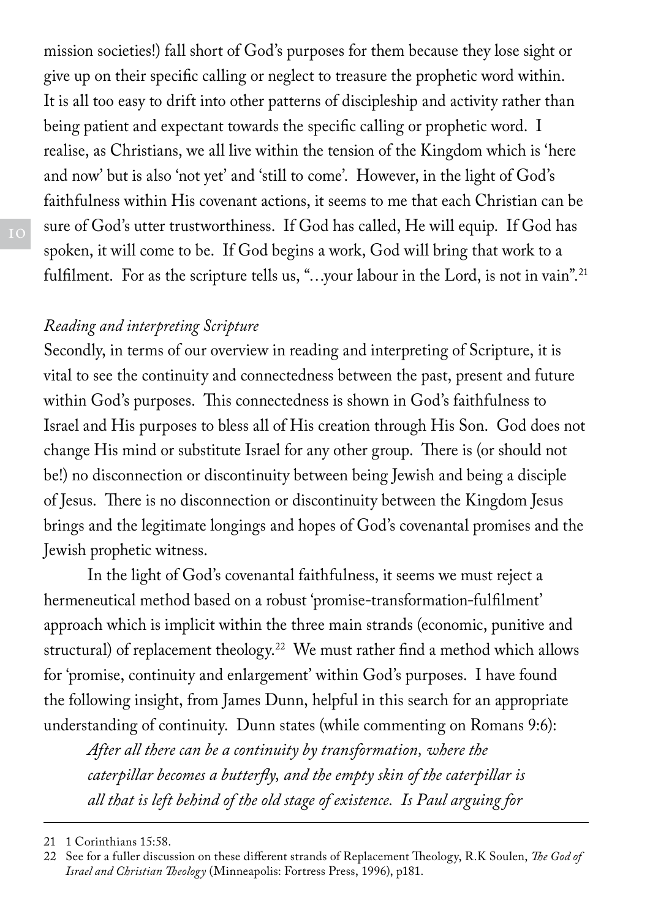mission societies!) fall short of God's purposes for them because they lose sight or give up on their specific calling or neglect to treasure the prophetic word within. It is all too easy to drift into other patterns of discipleship and activity rather than being patient and expectant towards the specific calling or prophetic word. I realise, as Christians, we all live within the tension of the Kingdom which is 'here and now' but is also 'not yet' and 'still to come'. However, in the light of God's faithfulness within His covenant actions, it seems to me that each Christian can be sure of God's utter trustworthiness. If God has called, He will equip. If God has spoken, it will come to be. If God begins a work, God will bring that work to a fulfilment. For as the scripture tells us, "…your labour in the Lord, is not in vain".[21]

*Reading and interpreting Scripture*

Secondly, in terms of our overview in reading and interpreting of Scripture, it is vital to see the continuity and connectedness between the past, present and future within God's purposes. This connectedness is shown in God's faithfulness to Israel and His purposes to bless all of His creation through His Son. God does not change His mind or substitute Israel for any other group. There is (or should not be!) no disconnection or discontinuity between being Jewish and being a disciple of Jesus. There is no disconnection or discontinuity between the Kingdom Jesus brings and the legitimate longings and hopes of God's covenantal promises and the Jewish prophetic witness.

In the light of God's covenantal faithfulness, it seems we must reject a hermeneutical method based on a robust 'promise-transformation-fulfilment' approach which is implicit within the three main strands (economic, punitive and structural) of replacement theology.[22] We must rather find a method which allows for 'promise, continuity and enlargement' within God's purposes. I have found the following insight, from James Dunn, helpful in this search for an appropriate understanding of continuity. Dunn states (while commenting on Romans 9:6):

> *After all there can be a continuity by transformation, where the caterpillar becomes a butterfly, and the empty skin of the caterpillar is all that is left behind of the old stage of existence. Is Paul arguing for*

---

21 1 Corinthians 15:58.

22 See for a fuller discussion on these different strands of Replacement Theology, R.K Soulen, *The God of Israel and Christian Theology* (Minneapolis: Fortress Press, 1996), p181.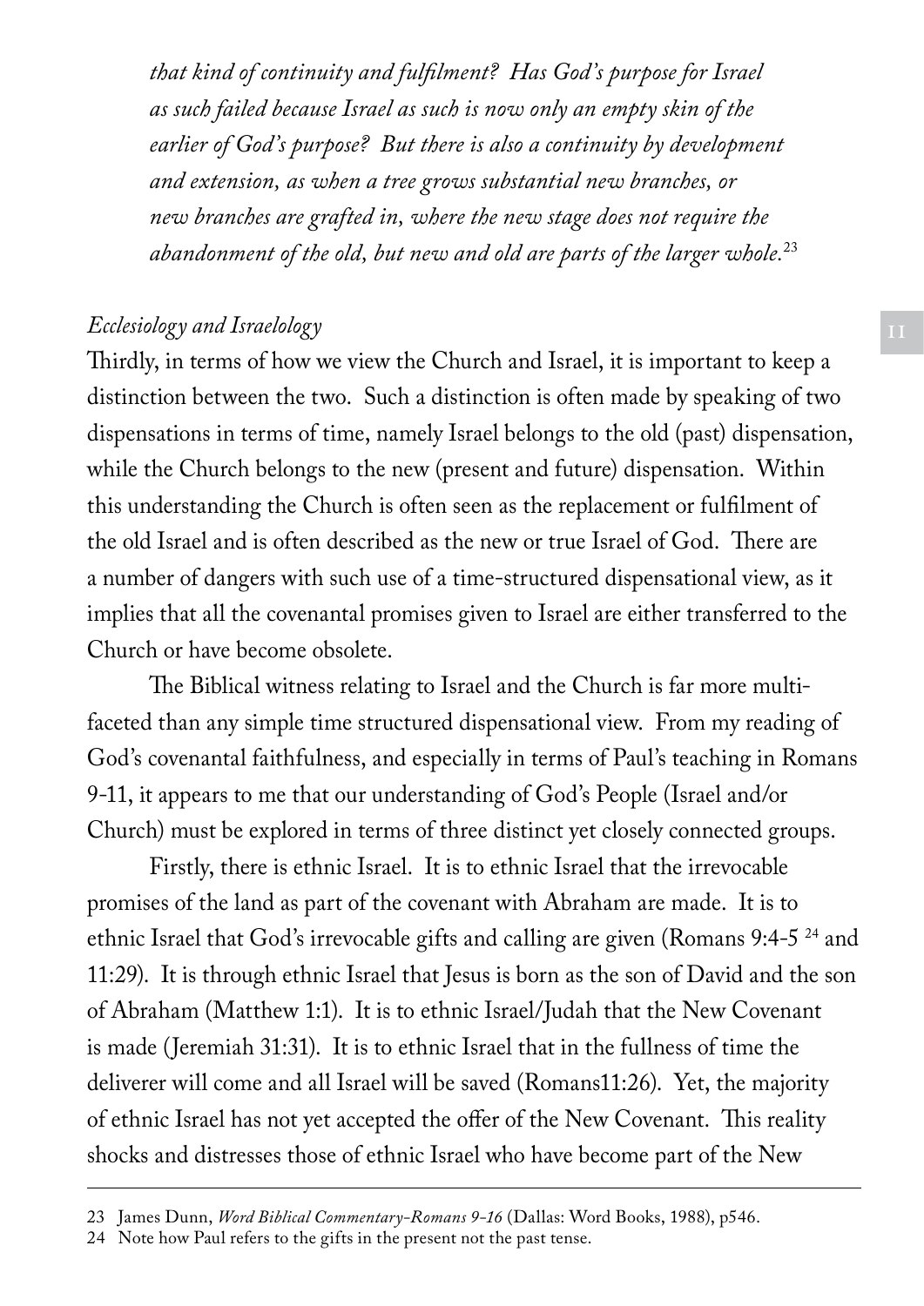*that kind of continuity and fulfilment? Has God's purpose for Israel as such failed because Israel as such is now only an empty skin of the earlier of God's purpose? But there is also a continuity by development and extension, as when a tree grows substantial new branches, or new branches are grafted in, where the new stage does not require the abandonment of the old, but new and old are parts of the larger whole.*[23]

*Ecclesiology and Israelology*

Thirdly, in terms of how we view the Church and Israel, it is important to keep a distinction between the two. Such a distinction is often made by speaking of two dispensations in terms of time, namely Israel belongs to the old (past) dispensation, while the Church belongs to the new (present and future) dispensation. Within this understanding the Church is often seen as the replacement or fulfilment of the old Israel and is often described as the new or true Israel of God. There are a number of dangers with such use of a time-structured dispensational view, as it implies that all the covenantal promises given to Israel are either transferred to the Church or have become obsolete.

The Biblical witness relating to Israel and the Church is far more multi-faceted than any simple time structured dispensational view. From my reading of God's covenantal faithfulness, and especially in terms of Paul's teaching in Romans 9-11, it appears to me that our understanding of God's People (Israel and/or Church) must be explored in terms of three distinct yet closely connected groups.

Firstly, there is ethnic Israel. It is to ethnic Israel that the irrevocable promises of the land as part of the covenant with Abraham are made. It is to ethnic Israel that God's irrevocable gifts and calling are given (Romans 9:4-5 [24] and 11:29). It is through ethnic Israel that Jesus is born as the son of David and the son of Abraham (Matthew 1:1). It is to ethnic Israel/Judah that the New Covenant is made (Jeremiah 31:31). It is to ethnic Israel that in the fullness of time the deliverer will come and all Israel will be saved (Romans11:26). Yet, the majority of ethnic Israel has not yet accepted the offer of the New Covenant. This reality shocks and distresses those of ethnic Israel who have become part of the New

---

23 James Dunn, *Word Biblical Commentary-Romans 9-16* (Dallas: Word Books, 1988), p546.

24 Note how Paul refers to the gifts in the present not the past tense.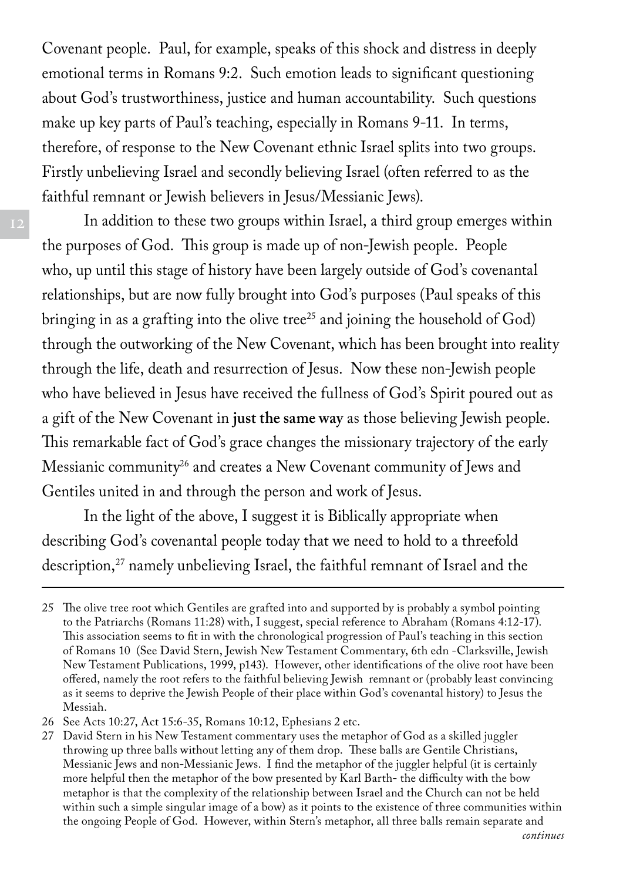Covenant people. Paul, for example, speaks of this shock and distress in deeply emotional terms in Romans 9:2. Such emotion leads to significant questioning about God's trustworthiness, justice and human accountability. Such questions make up key parts of Paul's teaching, especially in Romans 9-11. In terms, therefore, of response to the New Covenant ethnic Israel splits into two groups. Firstly unbelieving Israel and secondly believing Israel (often referred to as the faithful remnant or Jewish believers in Jesus/Messianic Jews).

In addition to these two groups within Israel, a third group emerges within the purposes of God. This group is made up of non-Jewish people. People who, up until this stage of history have been largely outside of God's covenantal relationships, but are now fully brought into God's purposes (Paul speaks of this bringing in as a grafting into the olive tree[25] and joining the household of God) through the outworking of the New Covenant, which has been brought into reality through the life, death and resurrection of Jesus. Now these non-Jewish people who have believed in Jesus have received the fullness of God's Spirit poured out as a gift of the New Covenant in **just the same way** as those believing Jewish people. This remarkable fact of God's grace changes the missionary trajectory of the early Messianic community[26] and creates a New Covenant community of Jews and Gentiles united in and through the person and work of Jesus.

In the light of the above, I suggest it is Biblically appropriate when describing God's covenantal people today that we need to hold to a threefold description,[27] namely unbelieving Israel, the faithful remnant of Israel and the

---

25 The olive tree root which Gentiles are grafted into and supported by is probably a symbol pointing to the Patriarchs (Romans 11:28) with, I suggest, special reference to Abraham (Romans 4:12-17). This association seems to fit in with the chronological progression of Paul's teaching in this section of Romans 10 (See David Stern, Jewish New Testament Commentary, 6th edn -Clarksville, Jewish New Testament Publications, 1999, p143). However, other identifications of the olive root have been offered, namely the root refers to the faithful believing Jewish remnant or (probably least convincing as it seems to deprive the Jewish People of their place within God's covenantal history) to Jesus the Messiah.

26 See Acts 10:27, Act 15:6-35, Romans 10:12, Ephesians 2 etc.

27 David Stern in his New Testament commentary uses the metaphor of God as a skilled juggler throwing up three balls without letting any of them drop. These balls are Gentile Christians, Messianic Jews and non-Messianic Jews. I find the metaphor of the juggler helpful (it is certainly more helpful then the metaphor of the bow presented by Karl Barth- the difficulty with the bow metaphor is that the complexity of the relationship between Israel and the Church can not be held within such a simple singular image of a bow) as it points to the existence of three communities within the ongoing People of God. However, within Stern's metaphor, all three balls remain separate and

*continues*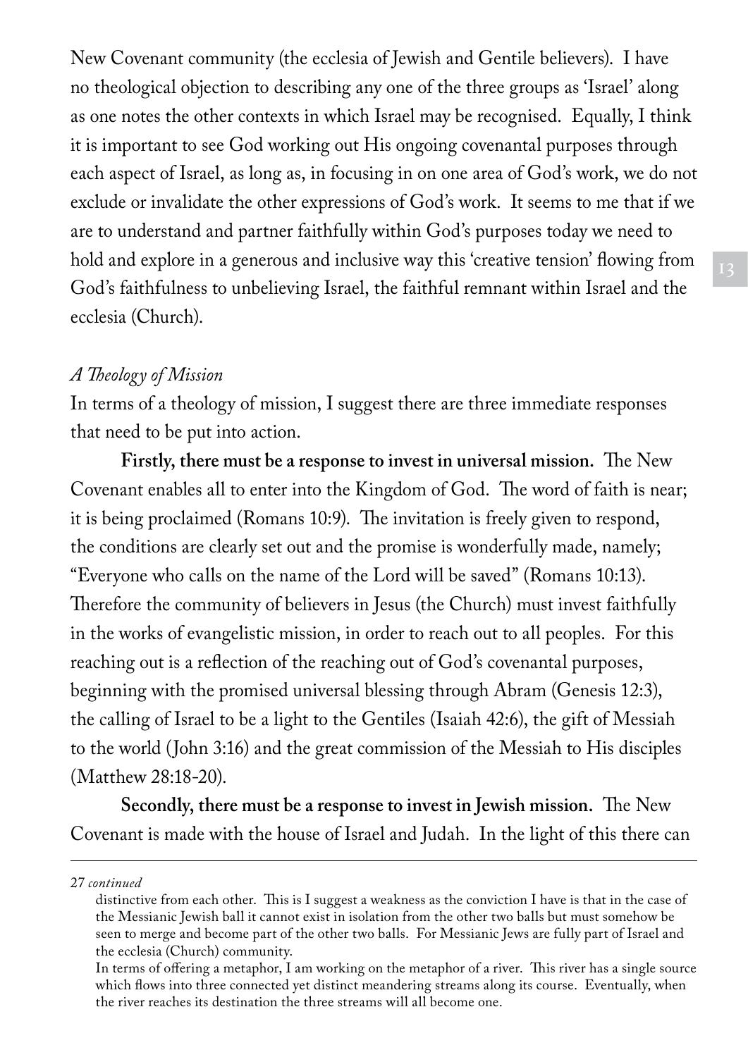New Covenant community (the ecclesia of Jewish and Gentile believers). I have no theological objection to describing any one of the three groups as 'Israel' along as one notes the other contexts in which Israel may be recognised. Equally, I think it is important to see God working out His ongoing covenantal purposes through each aspect of Israel, as long as, in focusing in on one area of God's work, we do not exclude or invalidate the other expressions of God's work. It seems to me that if we are to understand and partner faithfully within God's purposes today we need to hold and explore in a generous and inclusive way this 'creative tension' flowing from God's faithfulness to unbelieving Israel, the faithful remnant within Israel and the ecclesia (Church).

*A Theology of Mission*

In terms of a theology of mission, I suggest there are three immediate responses that need to be put into action.

**Firstly, there must be a response to invest in universal mission.** The New Covenant enables all to enter into the Kingdom of God. The word of faith is near; it is being proclaimed (Romans 10:9). The invitation is freely given to respond, the conditions are clearly set out and the promise is wonderfully made, namely; "Everyone who calls on the name of the Lord will be saved" (Romans 10:13). Therefore the community of believers in Jesus (the Church) must invest faithfully in the works of evangelistic mission, in order to reach out to all peoples. For this reaching out is a reflection of the reaching out of God's covenantal purposes, beginning with the promised universal blessing through Abram (Genesis 12:3), the calling of Israel to be a light to the Gentiles (Isaiah 42:6), the gift of Messiah to the world (John 3:16) and the great commission of the Messiah to His disciples (Matthew 28:18-20).

**Secondly, there must be a response to invest in Jewish mission.** The New Covenant is made with the house of Israel and Judah. In the light of this there can

---

27 *continued*

distinctive from each other. This is I suggest a weakness as the conviction I have is that in the case of the Messianic Jewish ball it cannot exist in isolation from the other two balls but must somehow be seen to merge and become part of the other two balls. For Messianic Jews are fully part of Israel and the ecclesia (Church) community.

In terms of offering a metaphor, I am working on the metaphor of a river. This river has a single source which flows into three connected yet distinct meandering streams along its course. Eventually, when the river reaches its destination the three streams will all become one.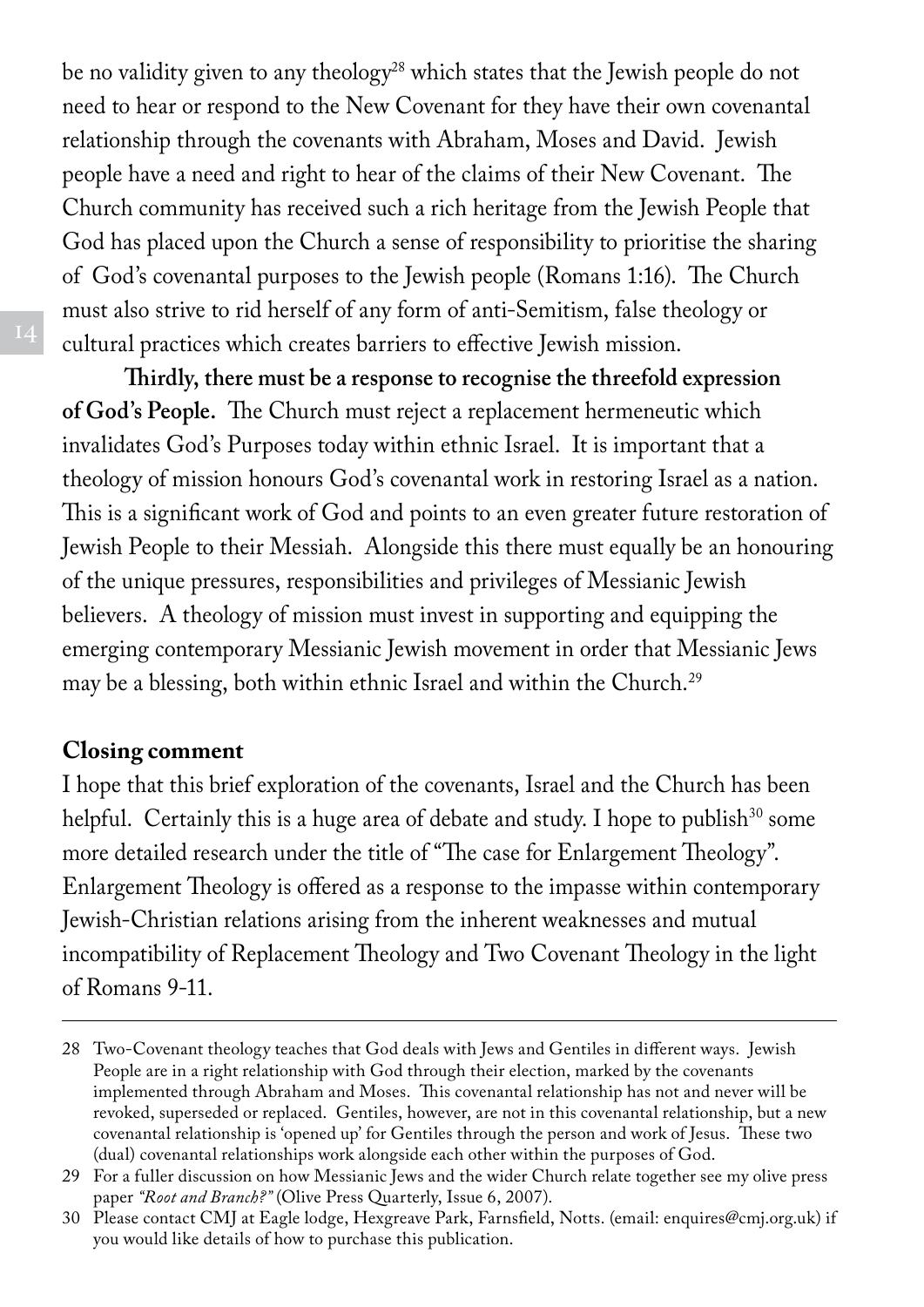be no validity given to any theology[28] which states that the Jewish people do not need to hear or respond to the New Covenant for they have their own covenantal relationship through the covenants with Abraham, Moses and David. Jewish people have a need and right to hear of the claims of their New Covenant. The Church community has received such a rich heritage from the Jewish People that God has placed upon the Church a sense of responsibility to prioritise the sharing of God's covenantal purposes to the Jewish people (Romans 1:16). The Church must also strive to rid herself of any form of anti-Semitism, false theology or cultural practices which creates barriers to effective Jewish mission.

**Thirdly, there must be a response to recognise the threefold expression of God's People.** The Church must reject a replacement hermeneutic which invalidates God's Purposes today within ethnic Israel. It is important that a theology of mission honours God's covenantal work in restoring Israel as a nation. This is a significant work of God and points to an even greater future restoration of Jewish People to their Messiah. Alongside this there must equally be an honouring of the unique pressures, responsibilities and privileges of Messianic Jewish believers. A theology of mission must invest in supporting and equipping the emerging contemporary Messianic Jewish movement in order that Messianic Jews may be a blessing, both within ethnic Israel and within the Church.[29]

**Closing comment**

I hope that this brief exploration of the covenants, Israel and the Church has been helpful. Certainly this is a huge area of debate and study. I hope to publish[30] some more detailed research under the title of "The case for Enlargement Theology". Enlargement Theology is offered as a response to the impasse within contemporary Jewish-Christian relations arising from the inherent weaknesses and mutual incompatibility of Replacement Theology and Two Covenant Theology in the light of Romans 9-11.

---

28 Two-Covenant theology teaches that God deals with Jews and Gentiles in different ways. Jewish People are in a right relationship with God through their election, marked by the covenants implemented through Abraham and Moses. This covenantal relationship has not and never will be revoked, superseded or replaced. Gentiles, however, are not in this covenantal relationship, but a new covenantal relationship is 'opened up' for Gentiles through the person and work of Jesus. These two (dual) covenantal relationships work alongside each other within the purposes of God.

29 For a fuller discussion on how Messianic Jews and the wider Church relate together see my olive press paper *"Root and Branch?"* (Olive Press Quarterly, Issue 6, 2007).

30 Please contact CMJ at Eagle lodge, Hexgreave Park, Farnsfield, Notts. (email: enquires@cmj.org.uk) if you would like details of how to purchase this publication.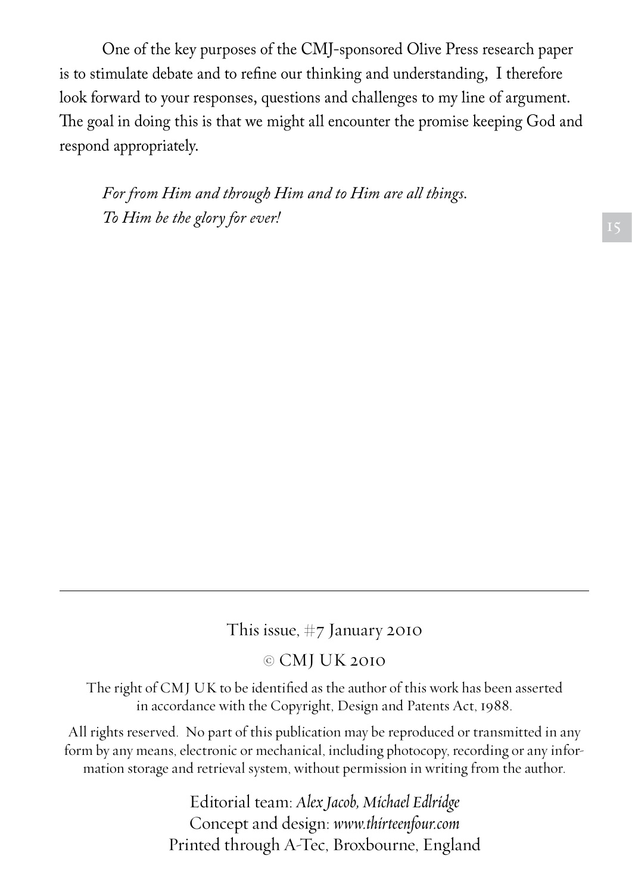One of the key purposes of the CMJ-sponsored Olive Press research paper is to stimulate debate and to refine our thinking and understanding, I therefore look forward to your responses, questions and challenges to my line of argument. The goal in doing this is that we might all encounter the promise keeping God and respond appropriately.

*For from Him and through Him and to Him are all things.*
*To Him be the glory for ever!*

---

This issue, #7 January 2010

© CMJ UK 2010

The right of CMJ UK to be identified as the author of this work has been asserted in accordance with the Copyright, Design and Patents Act, 1988.

All rights reserved. No part of this publication may be reproduced or transmitted in any form by any means, electronic or mechanical, including photocopy, recording or any information storage and retrieval system, without permission in writing from the author.

Editorial team: *Alex Jacob, Michael Edlridge*
Concept and design: *www.thirteenfour.com*
Printed through A-Tec, Broxbourne, England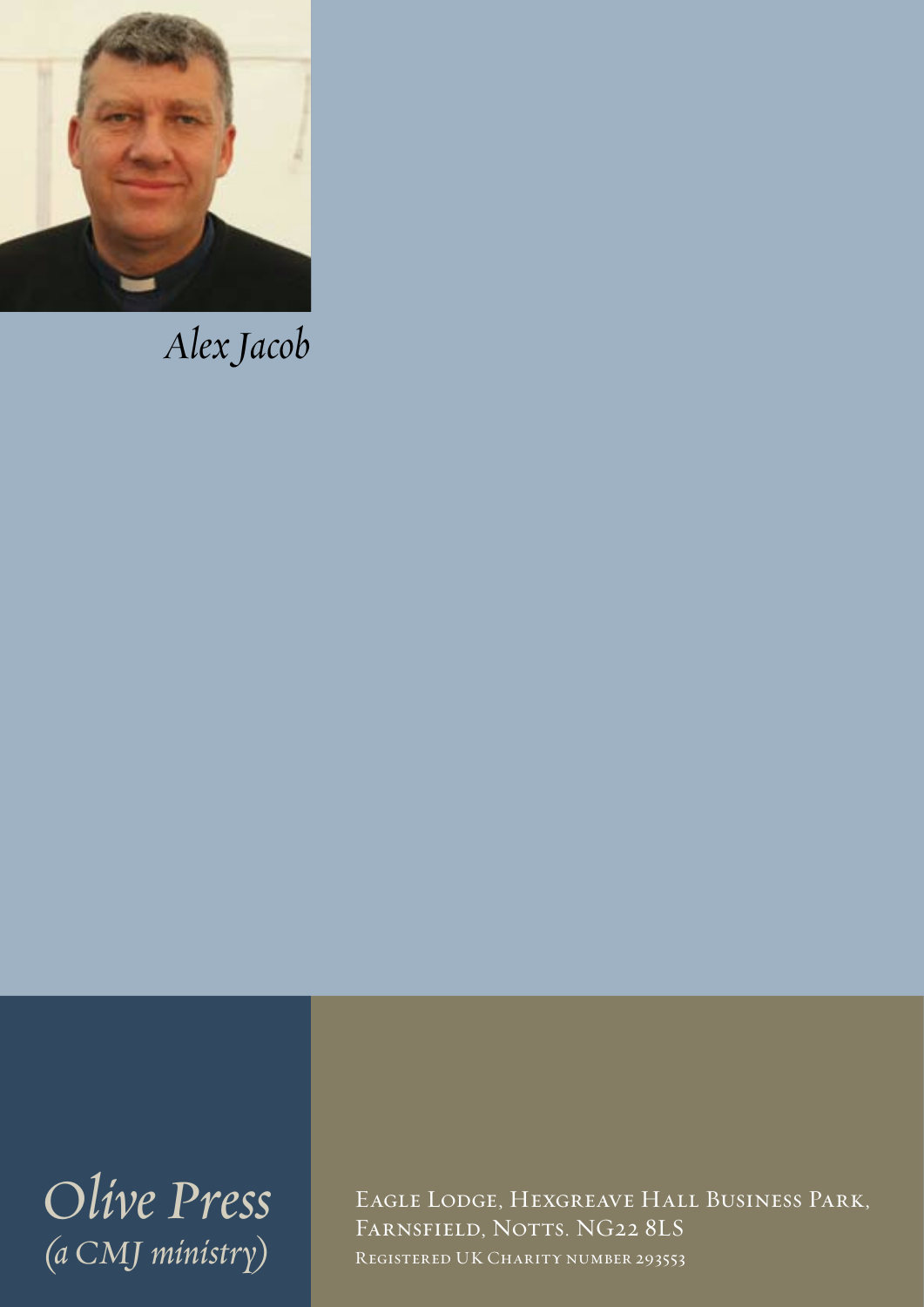*Alex Jacob*

*Olive Press*
*(a CMJ ministry)*

Eagle Lodge, Hexgreave Hall Business Park,
Farnsfield, Notts. NG22 8LS
Registered UK Charity number 293553